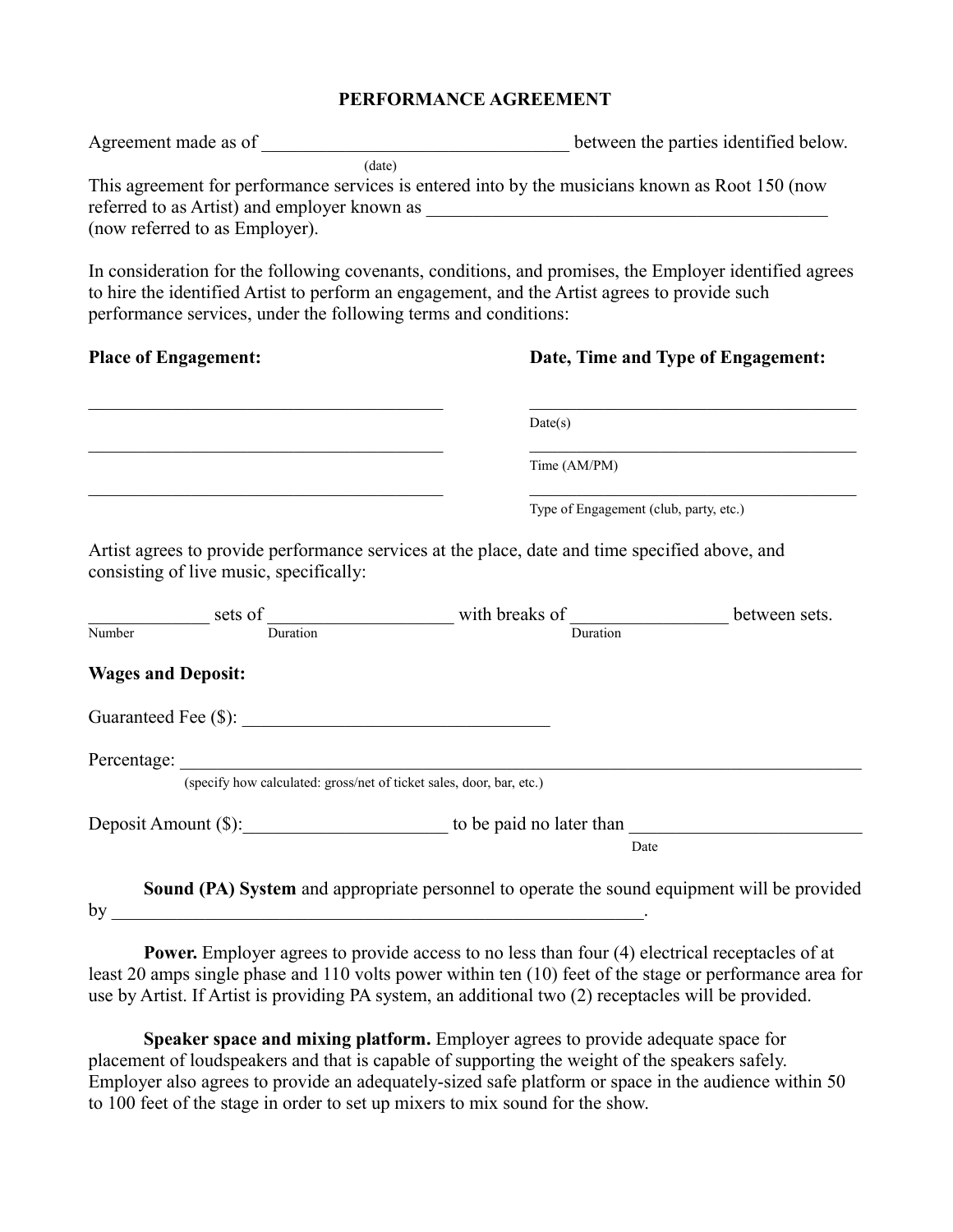# PERFORMANCE AGREEMENT

Agreement made as of _________________________________ between the parties identified below.
(date)

This agreement for performance services is entered into by the musicians known as Root 150 (now referred to as Artist) and employer known as _____________________________________________ (now referred to as Employer).

In consideration for the following covenants, conditions, and promises, the Employer identified agrees to hire the identified Artist to perform an engagement, and the Artist agrees to provide such performance services, under the following terms and conditions:

**Place of Engagement:**

_______________________________________

_______________________________________

_______________________________________

**Date, Time and Type of Engagement:**

_______________________________________
Date(s)

_______________________________________
Time (AM/PM)

_______________________________________
Type of Engagement (club, party, etc.)

Artist agrees to provide performance services at the place, date and time specified above, and consisting of live music, specifically:

_____________ sets of ____________________ with breaks of _________________ between sets.
Number / Duration / Duration

**Wages and Deposit:**

Guaranteed Fee ($): _________________________________

Percentage: ___________________________________________________________________________
(specify how calculated: gross/net of ticket sales, door, bar, etc.)

Deposit Amount ($):______________________ to be paid no later than _________________________
Date

**Sound (PA) System** and appropriate personnel to operate the sound equipment will be provided by ____________________________________________________________.

**Power.** Employer agrees to provide access to no less than four (4) electrical receptacles of at least 20 amps single phase and 110 volts power within ten (10) feet of the stage or performance area for use by Artist. If Artist is providing PA system, an additional two (2) receptacles will be provided.

**Speaker space and mixing platform.** Employer agrees to provide adequate space for placement of loudspeakers and that is capable of supporting the weight of the speakers safely. Employer also agrees to provide an adequately-sized safe platform or space in the audience within 50 to 100 feet of the stage in order to set up mixers to mix sound for the show.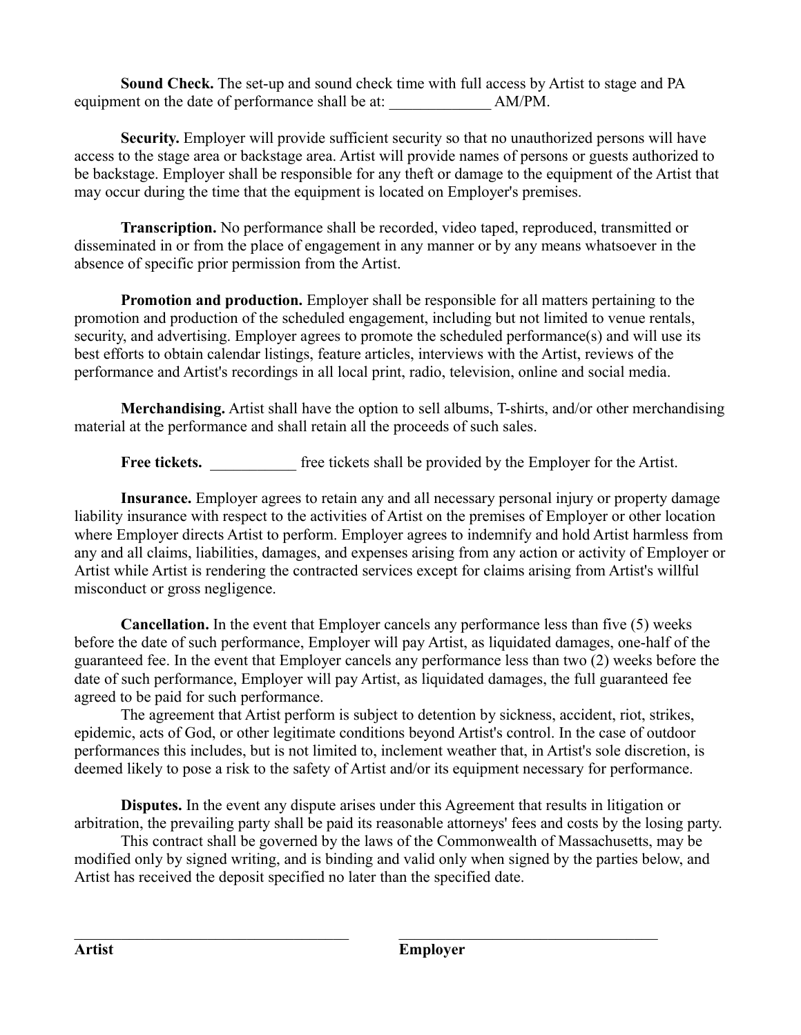**Sound Check.** The set-up and sound check time with full access by Artist to stage and PA equipment on the date of performance shall be at: _____________ AM/PM.

**Security.** Employer will provide sufficient security so that no unauthorized persons will have access to the stage area or backstage area. Artist will provide names of persons or guests authorized to be backstage. Employer shall be responsible for any theft or damage to the equipment of the Artist that may occur during the time that the equipment is located on Employer's premises.

**Transcription.** No performance shall be recorded, video taped, reproduced, transmitted or disseminated in or from the place of engagement in any manner or by any means whatsoever in the absence of specific prior permission from the Artist.

**Promotion and production.** Employer shall be responsible for all matters pertaining to the promotion and production of the scheduled engagement, including but not limited to venue rentals, security, and advertising. Employer agrees to promote the scheduled performance(s) and will use its best efforts to obtain calendar listings, feature articles, interviews with the Artist, reviews of the performance and Artist's recordings in all local print, radio, television, online and social media.

**Merchandising.** Artist shall have the option to sell albums, T-shirts, and/or other merchandising material at the performance and shall retain all the proceeds of such sales.

**Free tickets.** ___________ free tickets shall be provided by the Employer for the Artist.

**Insurance.** Employer agrees to retain any and all necessary personal injury or property damage liability insurance with respect to the activities of Artist on the premises of Employer or other location where Employer directs Artist to perform. Employer agrees to indemnify and hold Artist harmless from any and all claims, liabilities, damages, and expenses arising from any action or activity of Employer or Artist while Artist is rendering the contracted services except for claims arising from Artist's willful misconduct or gross negligence.

**Cancellation.** In the event that Employer cancels any performance less than five (5) weeks before the date of such performance, Employer will pay Artist, as liquidated damages, one-half of the guaranteed fee. In the event that Employer cancels any performance less than two (2) weeks before the date of such performance, Employer will pay Artist, as liquidated damages, the full guaranteed fee agreed to be paid for such performance.

The agreement that Artist perform is subject to detention by sickness, accident, riot, strikes, epidemic, acts of God, or other legitimate conditions beyond Artist's control. In the case of outdoor performances this includes, but is not limited to, inclement weather that, in Artist's sole discretion, is deemed likely to pose a risk to the safety of Artist and/or its equipment necessary for performance.

**Disputes.** In the event any dispute arises under this Agreement that results in litigation or arbitration, the prevailing party shall be paid its reasonable attorneys' fees and costs by the losing party.

This contract shall be governed by the laws of the Commonwealth of Massachusetts, may be modified only by signed writing, and is binding and valid only when signed by the parties below, and Artist has received the deposit specified no later than the specified date.

___________________________________ ___________________________________

**Artist** **Employer**